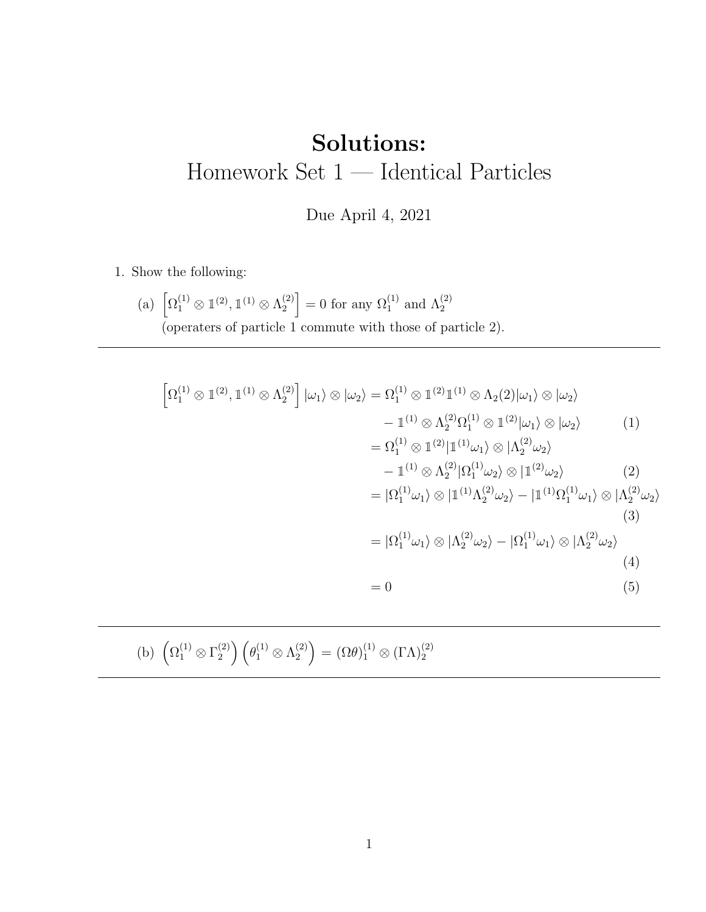# Solutions:

## Homework Set 1 — Identical Particles

Due April 4, 2021

1. Show the following:

   (a) $\left[\Omega_1^{(1)} \otimes \mathbb{1}^{(2)}, \mathbb{1}^{(1)} \otimes \Lambda_2^{(2)}\right] = 0$ for any $\Omega_1^{(1)}$ and $\Lambda_2^{(2)}$ (operaters of particle 1 commute with those of particle 2).

---

$$
\begin{aligned}
\left[\Omega_1^{(1)} \otimes \mathbb{1}^{(2)}, \mathbb{1}^{(1)} \otimes \Lambda_2^{(2)}\right] |\omega_1\rangle \otimes |\omega_2\rangle &= \Omega_1^{(1)} \otimes \mathbb{1}^{(2)} \mathbb{1}^{(1)} \otimes \Lambda_2(2) |\omega_1\rangle \otimes |\omega_2\rangle \\
&\quad - \mathbb{1}^{(1)} \otimes \Lambda_2^{(2)} \Omega_1^{(1)} \otimes \mathbb{1}^{(2)} |\omega_1\rangle \otimes |\omega_2\rangle && (1) \\
&= \Omega_1^{(1)} \otimes \mathbb{1}^{(2)} |\mathbb{1}^{(1)}\omega_1\rangle \otimes |\Lambda_2^{(2)}\omega_2\rangle \\
&\quad - \mathbb{1}^{(1)} \otimes \Lambda_2^{(2)} |\Omega_1^{(1)}\omega_2\rangle \otimes |\mathbb{1}^{(2)}\omega_2\rangle && (2) \\
&= |\Omega_1^{(1)}\omega_1\rangle \otimes |\mathbb{1}^{(1)}\Lambda_2^{(2)}\omega_2\rangle - |\mathbb{1}^{(1)}\Omega_1^{(1)}\omega_1\rangle \otimes |\Lambda_2^{(2)}\omega_2\rangle && (3) \\
&= |\Omega_1^{(1)}\omega_1\rangle \otimes |\Lambda_2^{(2)}\omega_2\rangle - |\Omega_1^{(1)}\omega_1\rangle \otimes |\Lambda_2^{(2)}\omega_2\rangle && (4) \\
&= 0 && (5)
\end{aligned}
$$

---

   (b) $\left(\Omega_1^{(1)} \otimes \Gamma_2^{(2)}\right)\left(\theta_1^{(1)} \otimes \Lambda_2^{(2)}\right) = (\Omega\theta)_1^{(1)} \otimes (\Gamma\Lambda)_2^{(2)}$

---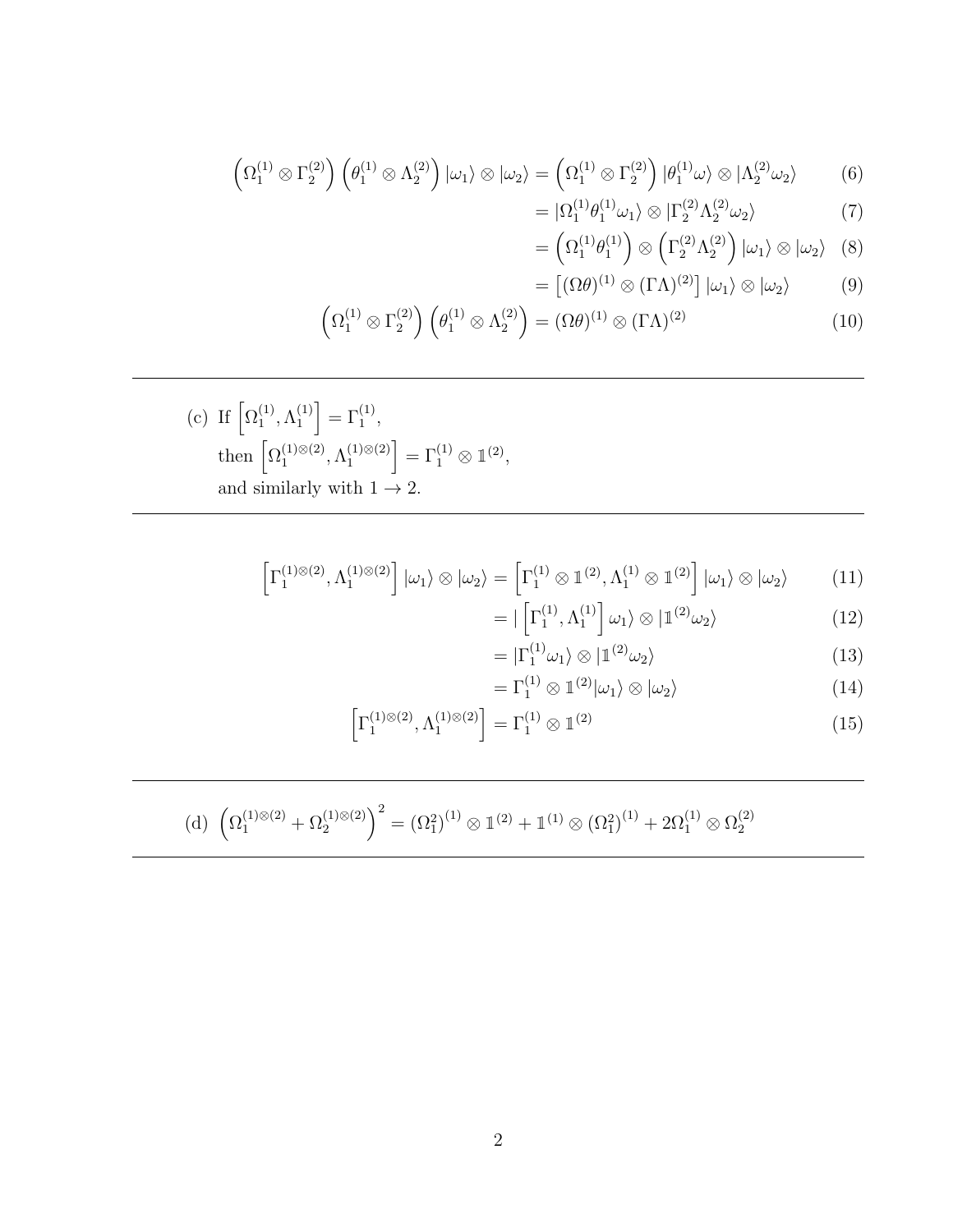$$\left(\Omega_1^{(1)} \otimes \Gamma_2^{(2)}\right)\left(\theta_1^{(1)} \otimes \Lambda_2^{(2)}\right)|\omega_1\rangle \otimes |\omega_2\rangle = \left(\Omega_1^{(1)} \otimes \Gamma_2^{(2)}\right)|\theta_1^{(1)}\omega\rangle \otimes |\Lambda_2^{(2)}\omega_2\rangle \tag{6}$$

$$= |\Omega_1^{(1)}\theta_1^{(1)}\omega_1\rangle \otimes |\Gamma_2^{(2)}\Lambda_2^{(2)}\omega_2\rangle \tag{7}$$

$$= \left(\Omega_1^{(1)}\theta_1^{(1)}\right) \otimes \left(\Gamma_2^{(2)}\Lambda_2^{(2)}\right)|\omega_1\rangle \otimes |\omega_2\rangle \tag{8}$$

$$= \left[(\Omega\theta)^{(1)} \otimes (\Gamma\Lambda)^{(2)}\right]|\omega_1\rangle \otimes |\omega_2\rangle \tag{9}$$

$$\left(\Omega_1^{(1)} \otimes \Gamma_2^{(2)}\right)\left(\theta_1^{(1)} \otimes \Lambda_2^{(2)}\right) = (\Omega\theta)^{(1)} \otimes (\Gamma\Lambda)^{(2)} \tag{10}$$

---

(c) If $\left[\Omega_1^{(1)}, \Lambda_1^{(1)}\right] = \Gamma_1^{(1)}$,
then $\left[\Omega_1^{(1)\otimes(2)}, \Lambda_1^{(1)\otimes(2)}\right] = \Gamma_1^{(1)} \otimes \mathbb{1}^{(2)}$,
and similarly with $1 \to 2$.

---

$$\left[\Gamma_1^{(1)\otimes(2)}, \Lambda_1^{(1)\otimes(2)}\right]|\omega_1\rangle \otimes |\omega_2\rangle = \left[\Gamma_1^{(1)} \otimes \mathbb{1}^{(2)}, \Lambda_1^{(1)} \otimes \mathbb{1}^{(2)}\right]|\omega_1\rangle \otimes |\omega_2\rangle \tag{11}$$

$$= |\left[\Gamma_1^{(1)}, \Lambda_1^{(1)}\right]\omega_1\rangle \otimes |\mathbb{1}^{(2)}\omega_2\rangle \tag{12}$$

$$= |\Gamma_1^{(1)}\omega_1\rangle \otimes |\mathbb{1}^{(2)}\omega_2\rangle \tag{13}$$

$$= \Gamma_1^{(1)} \otimes \mathbb{1}^{(2)}|\omega_1\rangle \otimes |\omega_2\rangle \tag{14}$$

$$\left[\Gamma_1^{(1)\otimes(2)}, \Lambda_1^{(1)\otimes(2)}\right] = \Gamma_1^{(1)} \otimes \mathbb{1}^{(2)} \tag{15}$$

---

(d) $\left(\Omega_1^{(1)\otimes(2)} + \Omega_2^{(1)\otimes(2)}\right)^2 = (\Omega_1^2)^{(1)} \otimes \mathbb{1}^{(2)} + \mathbb{1}^{(1)} \otimes (\Omega_1^2)^{(1)} + 2\Omega_1^{(1)} \otimes \Omega_2^{(2)}$

---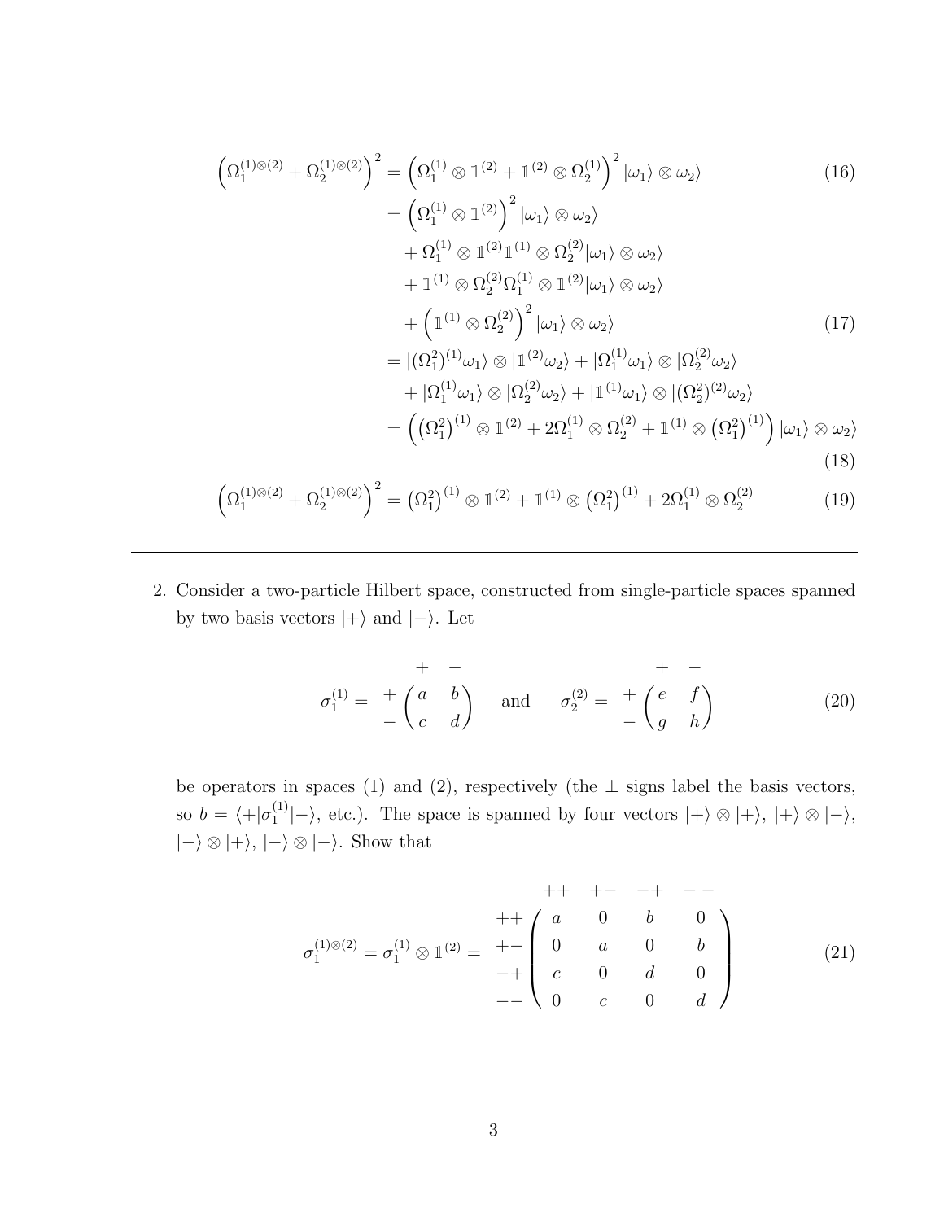$$
\left(\Omega_1^{(1)\otimes(2)} + \Omega_2^{(1)\otimes(2)}\right)^2 = \left(\Omega_1^{(1)} \otimes \mathbb{1}^{(2)} + \mathbb{1}^{(2)} \otimes \Omega_2^{(1)}\right)^2 |\omega_1\rangle \otimes \omega_2\rangle \tag{16}
$$

$$
\begin{aligned}
&= \left(\Omega_1^{(1)} \otimes \mathbb{1}^{(2)}\right)^2 |\omega_1\rangle \otimes \omega_2\rangle \\
&\quad + \Omega_1^{(1)} \otimes \mathbb{1}^{(2)}\mathbb{1}^{(1)} \otimes \Omega_2^{(2)} |\omega_1\rangle \otimes \omega_2\rangle \\
&\quad + \mathbb{1}^{(1)} \otimes \Omega_2^{(2)}\Omega_1^{(1)} \otimes \mathbb{1}^{(2)} |\omega_1\rangle \otimes \omega_2\rangle \\
&\quad + \left(\mathbb{1}^{(1)} \otimes \Omega_2^{(2)}\right)^2 |\omega_1\rangle \otimes \omega_2\rangle
\end{aligned} \tag{17}
$$

$$
\begin{aligned}
&= |(\Omega_1^2)^{(1)}\omega_1\rangle \otimes |\mathbb{1}^{(2)}\omega_2\rangle + |\Omega_1^{(1)}\omega_1\rangle \otimes |\Omega_2^{(2)}\omega_2\rangle \\
&\quad + |\Omega_1^{(1)}\omega_1\rangle \otimes |\Omega_2^{(2)}\omega_2\rangle + |\mathbb{1}^{(1)}\omega_1\rangle \otimes |(\Omega_2^2)^{(2)}\omega_2\rangle \\
&= \left(\left(\Omega_1^2\right)^{(1)} \otimes \mathbb{1}^{(2)} + 2\Omega_1^{(1)} \otimes \Omega_2^{(2)} + \mathbb{1}^{(1)} \otimes \left(\Omega_1^2\right)^{(1)}\right) |\omega_1\rangle \otimes \omega_2\rangle
\end{aligned} \tag{18}
$$

$$
\left(\Omega_1^{(1)\otimes(2)} + \Omega_2^{(1)\otimes(2)}\right)^2 = \left(\Omega_1^2\right)^{(1)} \otimes \mathbb{1}^{(2)} + \mathbb{1}^{(1)} \otimes \left(\Omega_1^2\right)^{(1)} + 2\Omega_1^{(1)} \otimes \Omega_2^{(2)} \tag{19}
$$

---

2. Consider a two-particle Hilbert space, constructed from single-particle spaces spanned by two basis vectors $|+\rangle$ and $|-\rangle$. Let

$$
\sigma_1^{(1)} = \begin{array}{c} \\ + \\ - \end{array}\begin{array}{c} \begin{array}{cc} + & - \end{array} \\ \begin{pmatrix} a & b \\ c & d \end{pmatrix} \end{array} \quad \text{and} \quad \sigma_2^{(2)} = \begin{array}{c} \\ + \\ - \end{array}\begin{array}{c} \begin{array}{cc} + & - \end{array} \\ \begin{pmatrix} e & f \\ g & h \end{pmatrix} \end{array} \tag{20}
$$

be operators in spaces (1) and (2), respectively (the $\pm$ signs label the basis vectors, so $b = \langle +|\sigma_1^{(1)}|-\rangle$, etc.). The space is spanned by four vectors $|+\rangle \otimes |+\rangle$, $|+\rangle \otimes |-\rangle$, $|-\rangle \otimes |+\rangle$, $|-\rangle \otimes |-\rangle$. Show that

$$
\sigma_1^{(1)\otimes(2)} = \sigma_1^{(1)} \otimes \mathbb{1}^{(2)} = \begin{array}{c} \\ ++ \\ +- \\ -+ \\ -- \end{array}\begin{array}{c} \begin{array}{cccc} ++ & +- & -+ & -- \end{array} \\ \begin{pmatrix} a & 0 & b & 0 \\ 0 & a & 0 & b \\ c & 0 & d & 0 \\ 0 & c & 0 & d \end{pmatrix} \end{array} \tag{21}
$$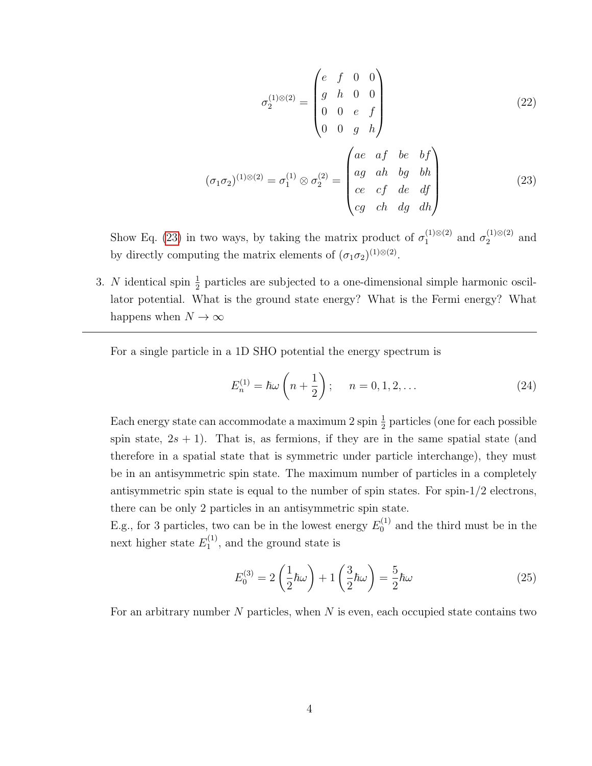$$\sigma_2^{(1)\otimes(2)} = \begin{pmatrix} e & f & 0 & 0 \\ g & h & 0 & 0 \\ 0 & 0 & e & f \\ 0 & 0 & g & h \end{pmatrix} \tag{22}$$

$$(\sigma_1\sigma_2)^{(1)\otimes(2)} = \sigma_1^{(1)} \otimes \sigma_2^{(2)} = \begin{pmatrix} ae & af & be & bf \\ ag & ah & bg & bh \\ ce & cf & de & df \\ cg & ch & dg & dh \end{pmatrix} \tag{23}$$

Show Eq. (23) in two ways, by taking the matrix product of $\sigma_1^{(1)\otimes(2)}$ and $\sigma_2^{(1)\otimes(2)}$ and by directly computing the matrix elements of $(\sigma_1\sigma_2)^{(1)\otimes(2)}$.

3. $N$ identical spin $\frac{1}{2}$ particles are subjected to a one-dimensional simple harmonic oscillator potential. What is the ground state energy? What is the Fermi energy? What happens when $N \to \infty$

---

For a single particle in a 1D SHO potential the energy spectrum is

$$E_n^{(1)} = \hbar\omega\left(n + \frac{1}{2}\right); \qquad n = 0, 1, 2, \ldots \tag{24}$$

Each energy state can accommodate a maximum 2 spin $\frac{1}{2}$ particles (one for each possible spin state, $2s+1$). That is, as fermions, if they are in the same spatial state (and therefore in a spatial state that is symmetric under particle interchange), they must be in an antisymmetric spin state. The maximum number of particles in a completely antisymmetric spin state is equal to the number of spin states. For spin-1/2 electrons, there can be only 2 particles in an antisymmetric spin state.

E.g., for 3 particles, two can be in the lowest energy $E_0^{(1)}$ and the third must be in the next higher state $E_1^{(1)}$, and the ground state is

$$E_0^{(3)} = 2\left(\frac{1}{2}\hbar\omega\right) + 1\left(\frac{3}{2}\hbar\omega\right) = \frac{5}{2}\hbar\omega \tag{25}$$

For an arbitrary number $N$ particles, when $N$ is even, each occupied state contains two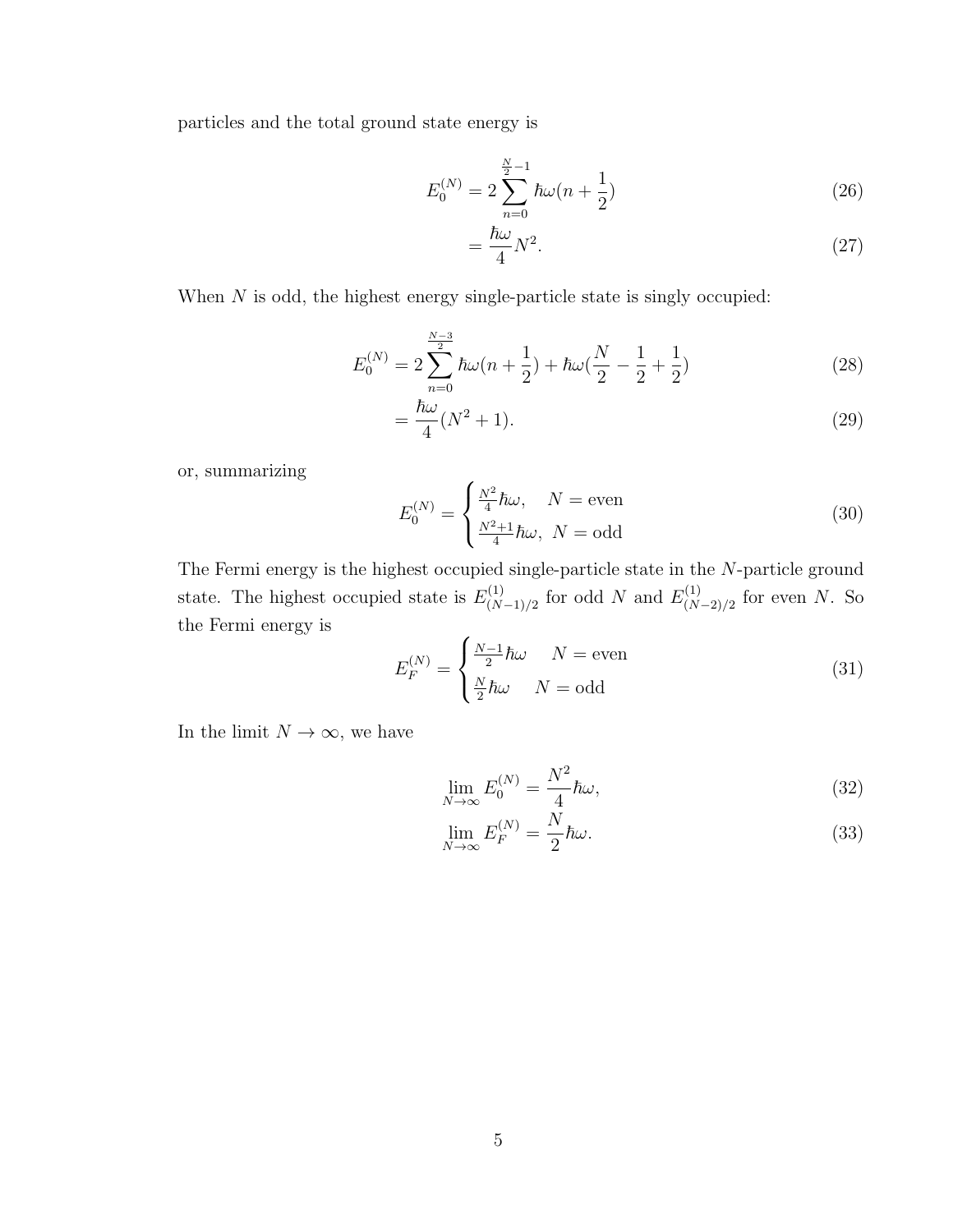particles and the total ground state energy is

$$E_0^{(N)} = 2\sum_{n=0}^{\frac{N}{2}-1} \hbar\omega(n+\frac{1}{2}) \tag{26}$$

$$= \frac{\hbar\omega}{4}N^2. \tag{27}$$

When $N$ is odd, the highest energy single-particle state is singly occupied:

$$E_0^{(N)} = 2\sum_{n=0}^{\frac{N-3}{2}} \hbar\omega(n+\frac{1}{2}) + \hbar\omega(\frac{N}{2}-\frac{1}{2}+\frac{1}{2}) \tag{28}$$

$$= \frac{\hbar\omega}{4}(N^2+1). \tag{29}$$

or, summarizing

$$E_0^{(N)} = \begin{cases} \frac{N^2}{4}\hbar\omega, & N = \text{even} \\ \frac{N^2+1}{4}\hbar\omega, & N = \text{odd} \end{cases} \tag{30}$$

The Fermi energy is the highest occupied single-particle state in the $N$-particle ground state. The highest occupied state is $E^{(1)}_{(N-1)/2}$ for odd $N$ and $E^{(1)}_{(N-2)/2}$ for even $N$. So the Fermi energy is

$$E_F^{(N)} = \begin{cases} \frac{N-1}{2}\hbar\omega & N = \text{even} \\ \frac{N}{2}\hbar\omega & N = \text{odd} \end{cases} \tag{31}$$

In the limit $N \to \infty$, we have

$$\lim_{N\to\infty} E_0^{(N)} = \frac{N^2}{4}\hbar\omega, \tag{32}$$

$$\lim_{N\to\infty} E_F^{(N)} = \frac{N}{2}\hbar\omega. \tag{33}$$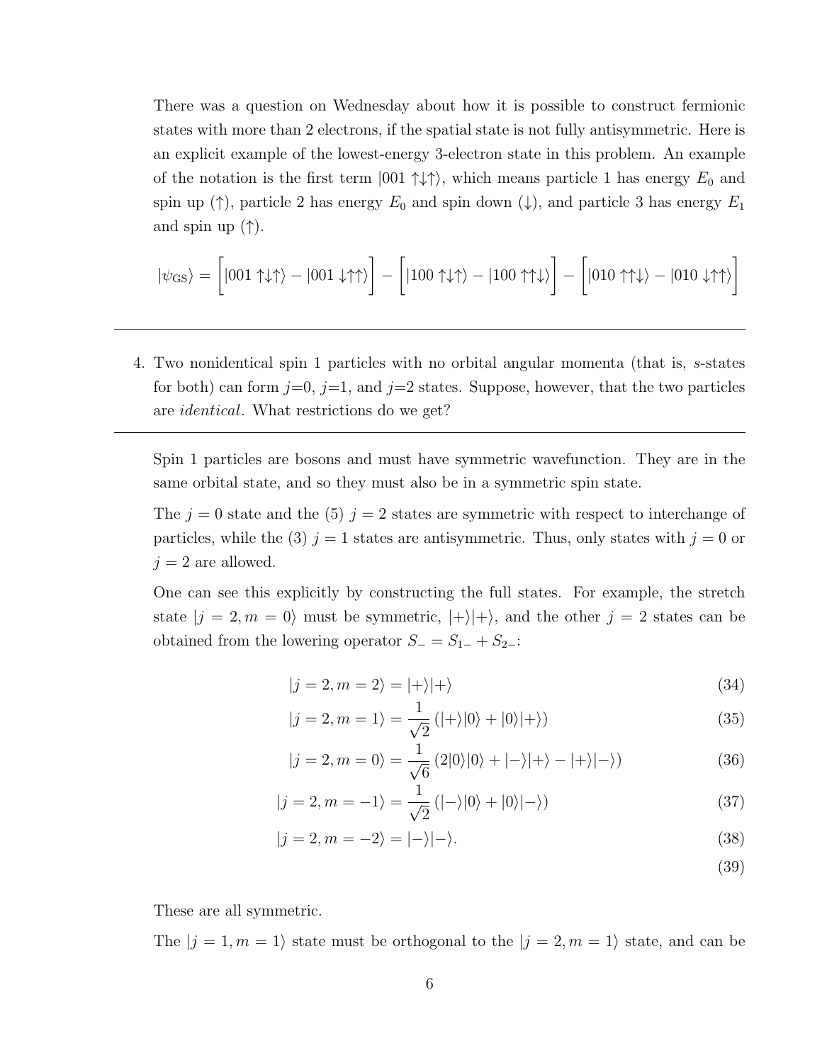There was a question on Wednesday about how it is possible to construct fermionic states with more than 2 electrons, if the spatial state is not fully antisymmetric. Here is an explicit example of the lowest-energy 3-electron state in this problem. An example of the notation is the first term $|001 \uparrow\downarrow\uparrow\rangle$, which means particle 1 has energy $E_0$ and spin up ($\uparrow$), particle 2 has energy $E_0$ and spin down ($\downarrow$), and particle 3 has energy $E_1$ and spin up ($\uparrow$).

$$|\psi_{\mathrm{GS}}\rangle = \Big[|001 \uparrow\downarrow\uparrow\rangle - |001 \downarrow\uparrow\uparrow\rangle\Big] - \Big[|100 \uparrow\downarrow\uparrow\rangle - |100 \uparrow\uparrow\downarrow\rangle\Big] - \Big[|010 \uparrow\uparrow\downarrow\rangle - |010 \downarrow\uparrow\uparrow\rangle\Big]$$

---

4. Two nonidentical spin 1 particles with no orbital angular momenta (that is, *s*-states for both) can form $j$=0, $j$=1, and $j$=2 states. Suppose, however, that the two particles are *identical*. What restrictions do we get?

---

Spin 1 particles are bosons and must have symmetric wavefunction. They are in the same orbital state, and so they must also be in a symmetric spin state.

The $j = 0$ state and the (5) $j = 2$ states are symmetric with respect to interchange of particles, while the (3) $j = 1$ states are antisymmetric. Thus, only states with $j = 0$ or $j = 2$ are allowed.

One can see this explicitly by constructing the full states. For example, the stretch state $|j = 2, m = 0\rangle$ must be symmetric, $|+\rangle|+\rangle$, and the other $j = 2$ states can be obtained from the lowering operator $S_- = S_{1-} + S_{2-}$:

$$|j = 2, m = 2\rangle = |+\rangle|+\rangle \tag{34}$$

$$|j = 2, m = 1\rangle = \frac{1}{\sqrt{2}}\left(|+\rangle|0\rangle + |0\rangle|+\rangle\right) \tag{35}$$

$$|j = 2, m = 0\rangle = \frac{1}{\sqrt{6}}\left(2|0\rangle|0\rangle + |-\rangle|+\rangle - |+\rangle|-\rangle\right) \tag{36}$$

$$|j = 2, m = -1\rangle = \frac{1}{\sqrt{2}}\left(|-\rangle|0\rangle + |0\rangle|-\rangle\right) \tag{37}$$

$$|j = 2, m = -2\rangle = |-\rangle|-\rangle. \tag{38}$$

$$\tag{39}$$

These are all symmetric.

The $|j = 1, m = 1\rangle$ state must be orthogonal to the $|j = 2, m = 1\rangle$ state, and can be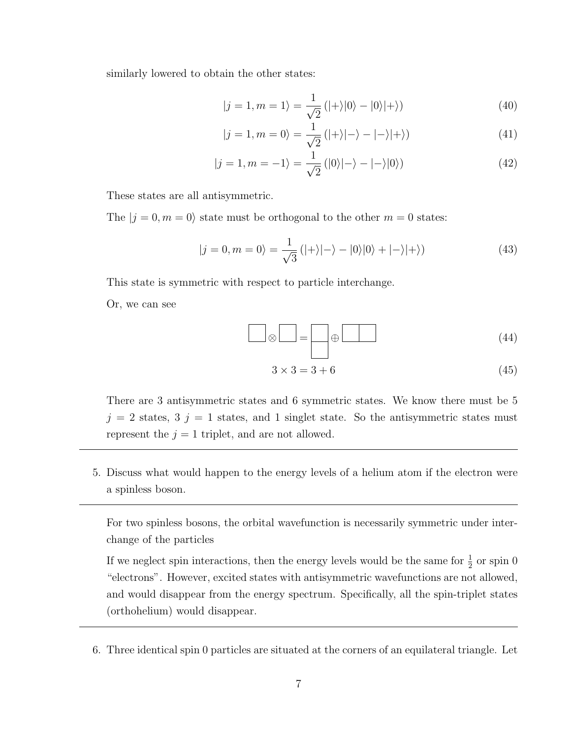similarly lowered to obtain the other states:

$$|j=1, m=1\rangle = \frac{1}{\sqrt{2}}\left(|+\rangle|0\rangle - |0\rangle|+\rangle\right) \tag{40}$$

$$|j=1, m=0\rangle = \frac{1}{\sqrt{2}}\left(|+\rangle|-\rangle - |-\rangle|+\rangle\right) \tag{41}$$

$$|j=1, m=-1\rangle = \frac{1}{\sqrt{2}}\left(|0\rangle|-\rangle - |-\rangle|0\rangle\right) \tag{42}$$

These states are all antisymmetric.

The $|j=0, m=0\rangle$ state must be orthogonal to the other $m=0$ states:

$$|j=0, m=0\rangle = \frac{1}{\sqrt{3}}\left(|+\rangle|-\rangle - |0\rangle|0\rangle + |-\rangle|+\rangle\right) \tag{43}$$

This state is symmetric with respect to particle interchange.

Or, we can see

$$\square \otimes \square = \begin{array}{c}\square\\\square\end{array} \oplus \square\square \tag{44}$$

$$3 \times 3 = 3 + 6 \tag{45}$$

There are 3 antisymmetric states and 6 symmetric states. We know there must be 5 $j=2$ states, 3 $j=1$ states, and 1 singlet state. So the antisymmetric states must represent the $j=1$ triplet, and are not allowed.

---

5. Discuss what would happen to the energy levels of a helium atom if the electron were a spinless boson.

---

For two spinless bosons, the orbital wavefunction is necessarily symmetric under interchange of the particles

If we neglect spin interactions, then the energy levels would be the same for $\frac{1}{2}$ or spin 0 "electrons". However, excited states with antisymmetric wavefunctions are not allowed, and would disappear from the energy spectrum. Specifically, all the spin-triplet states (orthohelium) would disappear.

---

6. Three identical spin 0 particles are situated at the corners of an equilateral triangle. Let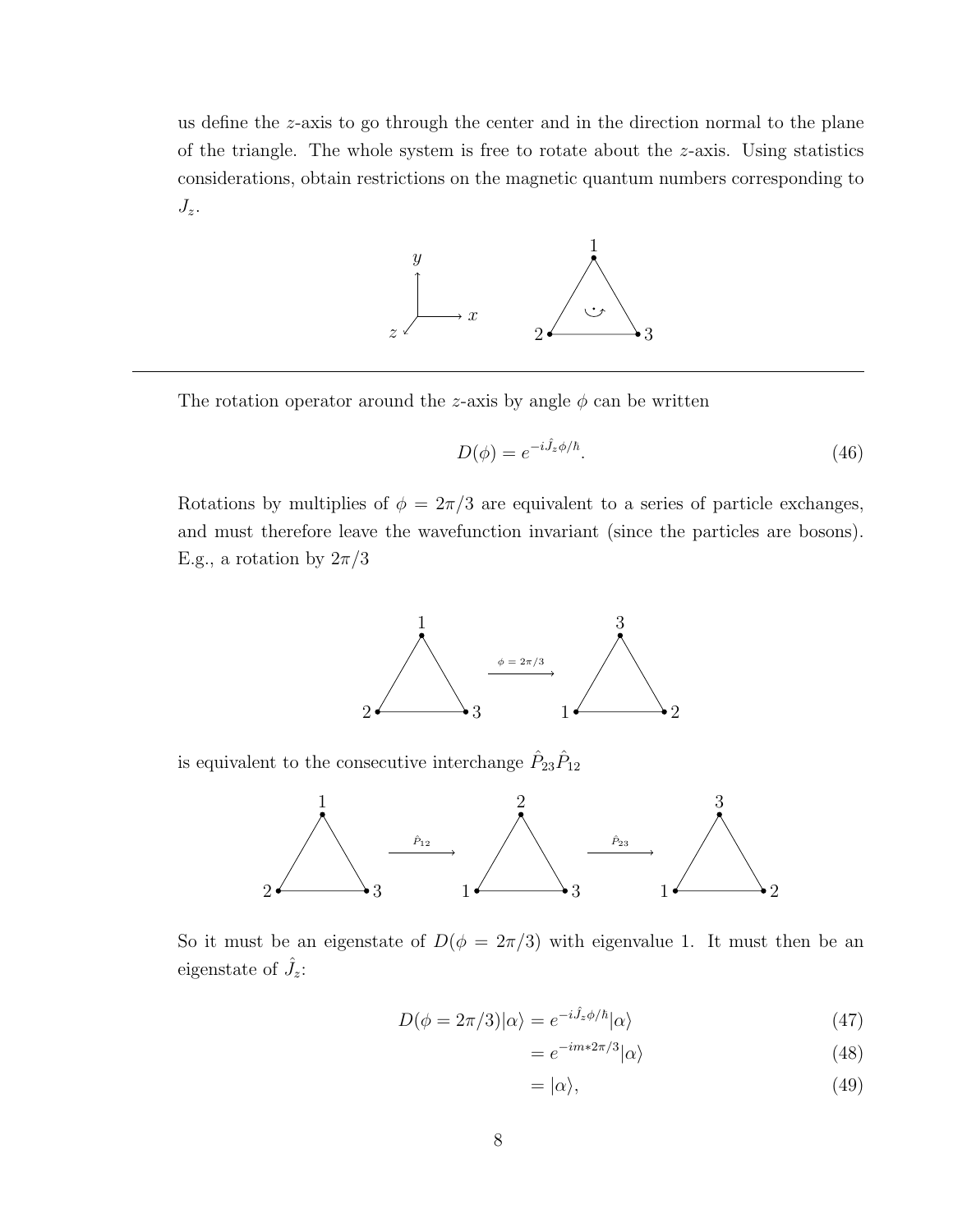us define the $z$-axis to go through the center and in the direction normal to the plane of the triangle. The whole system is free to rotate about the $z$-axis. Using statistics considerations, obtain restrictions on the magnetic quantum numbers corresponding to $J_z$.

---

The rotation operator around the $z$-axis by angle $\phi$ can be written

$$D(\phi) = e^{-i\hat{J}_z\phi/\hbar}. \tag{46}$$

Rotations by multiples of $\phi = 2\pi/3$ are equivalent to a series of particle exchanges, and must therefore leave the wavefunction invariant (since the particles are bosons). E.g., a rotation by $2\pi/3$

is equivalent to the consecutive interchange $\hat{P}_{23}\hat{P}_{12}$

So it must be an eigenstate of $D(\phi = 2\pi/3)$ with eigenvalue 1. It must then be an eigenstate of $\hat{J}_z$:

$$D(\phi = 2\pi/3)|\alpha\rangle = e^{-i\hat{J}_z\phi/\hbar}|\alpha\rangle \tag{47}$$

$$= e^{-im*2\pi/3}|\alpha\rangle \tag{48}$$

$$= |\alpha\rangle, \tag{49}$$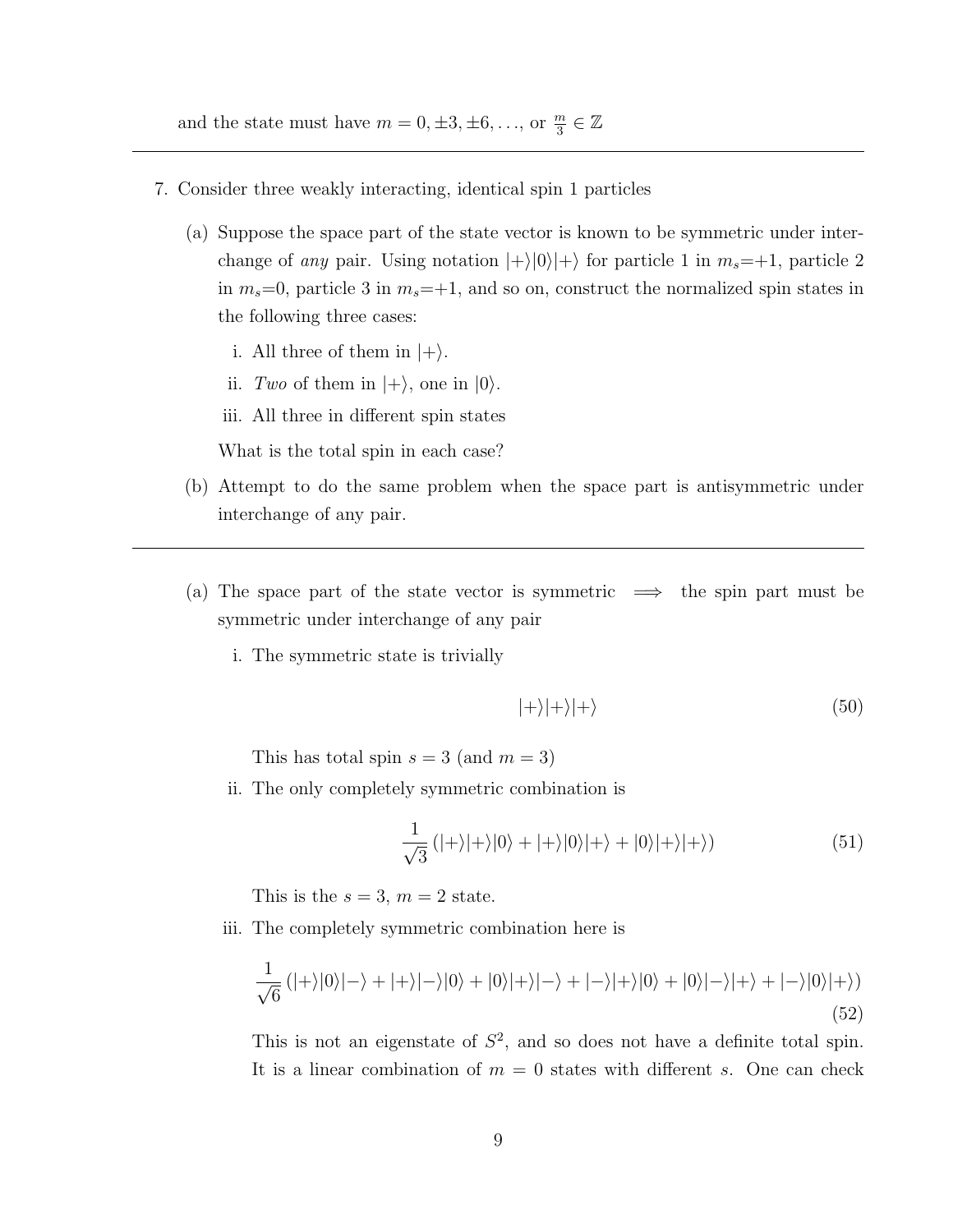and the state must have $m = 0, \pm 3, \pm 6, \ldots$, or $\frac{m}{3} \in \mathbb{Z}$

---

7. Consider three weakly interacting, identical spin 1 particles

   (a) Suppose the space part of the state vector is known to be symmetric under interchange of *any* pair. Using notation $|+\rangle|0\rangle|+\rangle$ for particle 1 in $m_s$=+1, particle 2 in $m_s$=0, particle 3 in $m_s$=+1, and so on, construct the normalized spin states in the following three cases:

      i. All three of them in $|+\rangle$.

      ii. *Two* of them in $|+\rangle$, one in $|0\rangle$.

      iii. All three in different spin states

      What is the total spin in each case?

   (b) Attempt to do the same problem when the space part is antisymmetric under interchange of any pair.

---

(a) The space part of the state vector is symmetric $\implies$ the spin part must be symmetric under interchange of any pair

   i. The symmetric state is trivially

   $$|+\rangle|+\rangle|+\rangle \tag{50}$$

   This has total spin $s = 3$ (and $m = 3$)

   ii. The only completely symmetric combination is

   $$\frac{1}{\sqrt{3}}\left(|+\rangle|+\rangle|0\rangle + |+\rangle|0\rangle|+\rangle + |0\rangle|+\rangle|+\rangle\right) \tag{51}$$

   This is the $s = 3$, $m = 2$ state.

   iii. The completely symmetric combination here is

   $$\frac{1}{\sqrt{6}}\left(|+\rangle|0\rangle|-\rangle + |+\rangle|-\rangle|0\rangle + |0\rangle|+\rangle|-\rangle + |-\rangle|+\rangle|0\rangle + |0\rangle|-\rangle|+\rangle + |-\rangle|0\rangle|+\rangle\right) \tag{52}$$

   This is not an eigenstate of $S^2$, and so does not have a definite total spin. It is a linear combination of $m = 0$ states with different $s$. One can check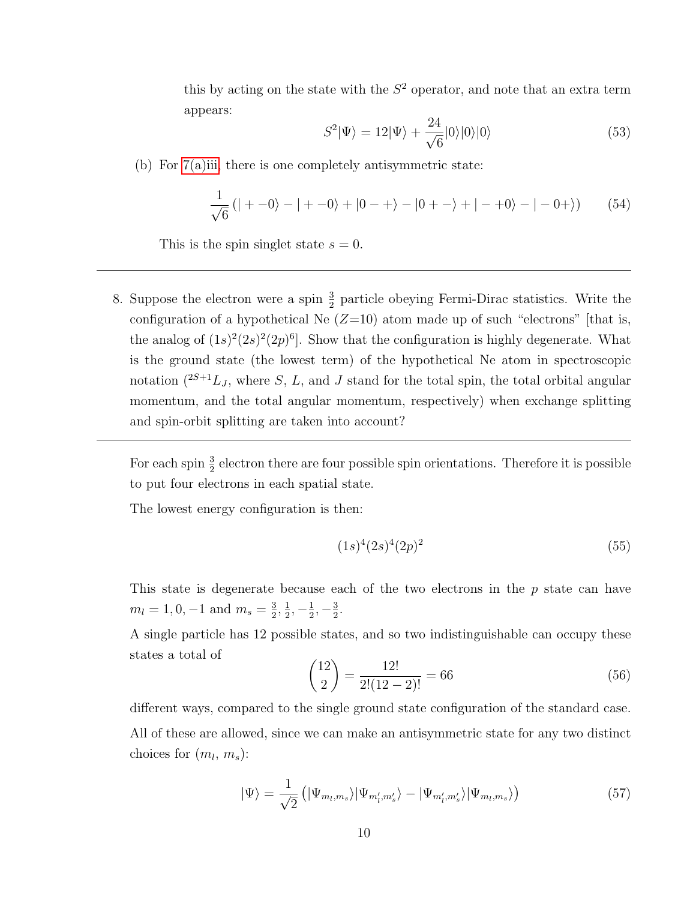this by acting on the state with the $S^2$ operator, and note that an extra term appears:

$$S^2|\Psi\rangle = 12|\Psi\rangle + \frac{24}{\sqrt{6}}|0\rangle|0\rangle|0\rangle \tag{53}$$

(b) For 7(a)iii, there is one completely antisymmetric state:

$$\frac{1}{\sqrt{6}}\left(|+-0\rangle - |+-0\rangle + |0-+\rangle - |0+-\rangle + |-+0\rangle - |-0+\rangle\right) \tag{54}$$

This is the spin singlet state $s = 0$.

---

8. Suppose the electron were a spin $\frac{3}{2}$ particle obeying Fermi-Dirac statistics. Write the configuration of a hypothetical Ne ($Z$=10) atom made up of such "electrons" [that is, the analog of $(1s)^2(2s)^2(2p)^6$]. Show that the configuration is highly degenerate. What is the ground state (the lowest term) of the hypothetical Ne atom in spectroscopic notation ($^{2S+1}L_J$, where $S$, $L$, and $J$ stand for the total spin, the total orbital angular momentum, and the total angular momentum, respectively) when exchange splitting and spin-orbit splitting are taken into account?

---

For each spin $\frac{3}{2}$ electron there are four possible spin orientations. Therefore it is possible to put four electrons in each spatial state.

The lowest energy configuration is then:

$$(1s)^4(2s)^4(2p)^2 \tag{55}$$

This state is degenerate because each of the two electrons in the $p$ state can have $m_l = 1, 0, -1$ and $m_s = \frac{3}{2}, \frac{1}{2}, -\frac{1}{2}, -\frac{3}{2}$.

A single particle has 12 possible states, and so two indistinguishable can occupy these states a total of

$$\binom{12}{2} = \frac{12!}{2!(12-2)!} = 66 \tag{56}$$

different ways, compared to the single ground state configuration of the standard case.

All of these are allowed, since we can make an antisymmetric state for any two distinct choices for ($m_l$, $m_s$):

$$|\Psi\rangle = \frac{1}{\sqrt{2}}\left(|\Psi_{m_l,m_s}\rangle|\Psi_{m_l',m_s'}\rangle - |\Psi_{m_l',m_s'}\rangle|\Psi_{m_l,m_s}\rangle\right) \tag{57}$$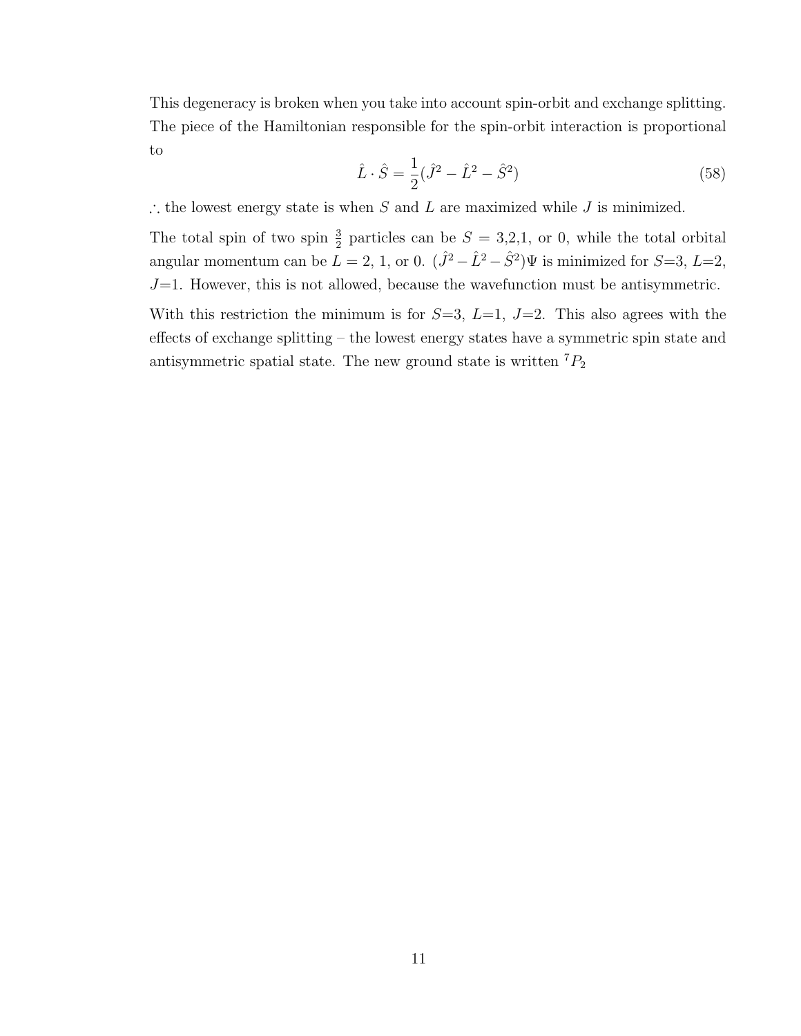This degeneracy is broken when you take into account spin-orbit and exchange splitting. The piece of the Hamiltonian responsible for the spin-orbit interaction is proportional to

$$\hat{L} \cdot \hat{S} = \frac{1}{2}(\hat{J}^2 - \hat{L}^2 - \hat{S}^2) \tag{58}$$

$\therefore$ the lowest energy state is when $S$ and $L$ are maximized while $J$ is minimized.

The total spin of two spin $\frac{3}{2}$ particles can be $S$ = 3,2,1, or 0, while the total orbital angular momentum can be $L$ = 2, 1, or 0. $(\hat{J}^2 - \hat{L}^2 - \hat{S}^2)\Psi$ is minimized for $S$=3, $L$=2, $J$=1. However, this is not allowed, because the wavefunction must be antisymmetric.

With this restriction the minimum is for $S$=3, $L$=1, $J$=2. This also agrees with the effects of exchange splitting – the lowest energy states have a symmetric spin state and antisymmetric spatial state. The new ground state is written $^7P_2$